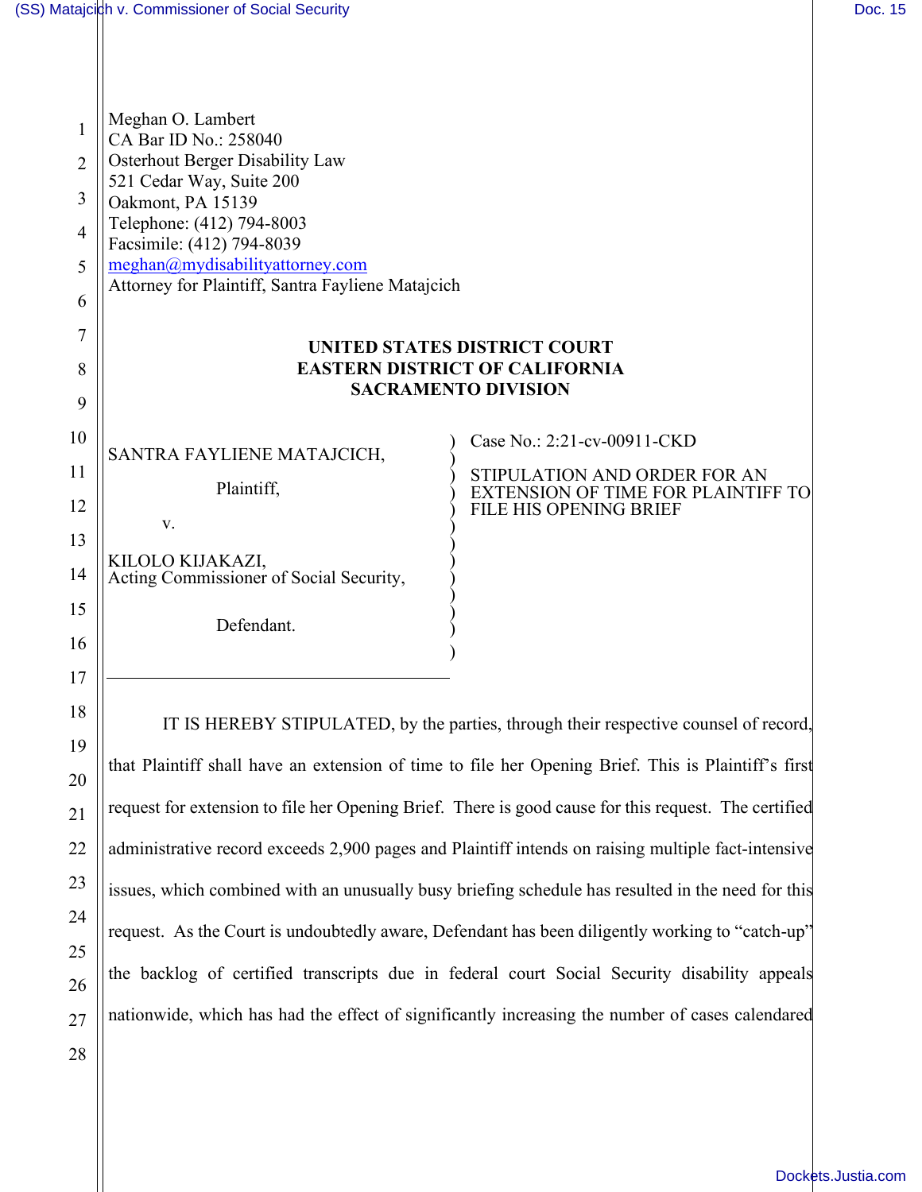Meghan O. Lambert
CA Bar ID No.: 258040
Osterhout Berger Disability Law
521 Cedar Way, Suite 200
Oakmont, PA 15139
Telephone: (412) 794-8003
Facsimile: (412) 794-8039
meghan@mydisabilityattorney.com
Attorney for Plaintiff, Santra Fayliene Matajcich

**UNITED STATES DISTRICT COURT**
**EASTERN DISTRICT OF CALIFORNIA**
**SACRAMENTO DIVISION**

SANTRA FAYLIENE MATAJCICH,

Plaintiff,

v.

KILOLO KIJAKAZI,
Acting Commissioner of Social Security,

Defendant.

Case No.: 2:21-cv-00911-CKD

STIPULATION AND ORDER FOR AN EXTENSION OF TIME FOR PLAINTIFF TO FILE HIS OPENING BRIEF

IT IS HEREBY STIPULATED, by the parties, through their respective counsel of record, that Plaintiff shall have an extension of time to file her Opening Brief. This is Plaintiff's first request for extension to file her Opening Brief. There is good cause for this request. The certified administrative record exceeds 2,900 pages and Plaintiff intends on raising multiple fact-intensive issues, which combined with an unusually busy briefing schedule has resulted in the need for this request. As the Court is undoubtedly aware, Defendant has been diligently working to "catch-up" the backlog of certified transcripts due in federal court Social Security disability appeals nationwide, which has had the effect of significantly increasing the number of cases calendared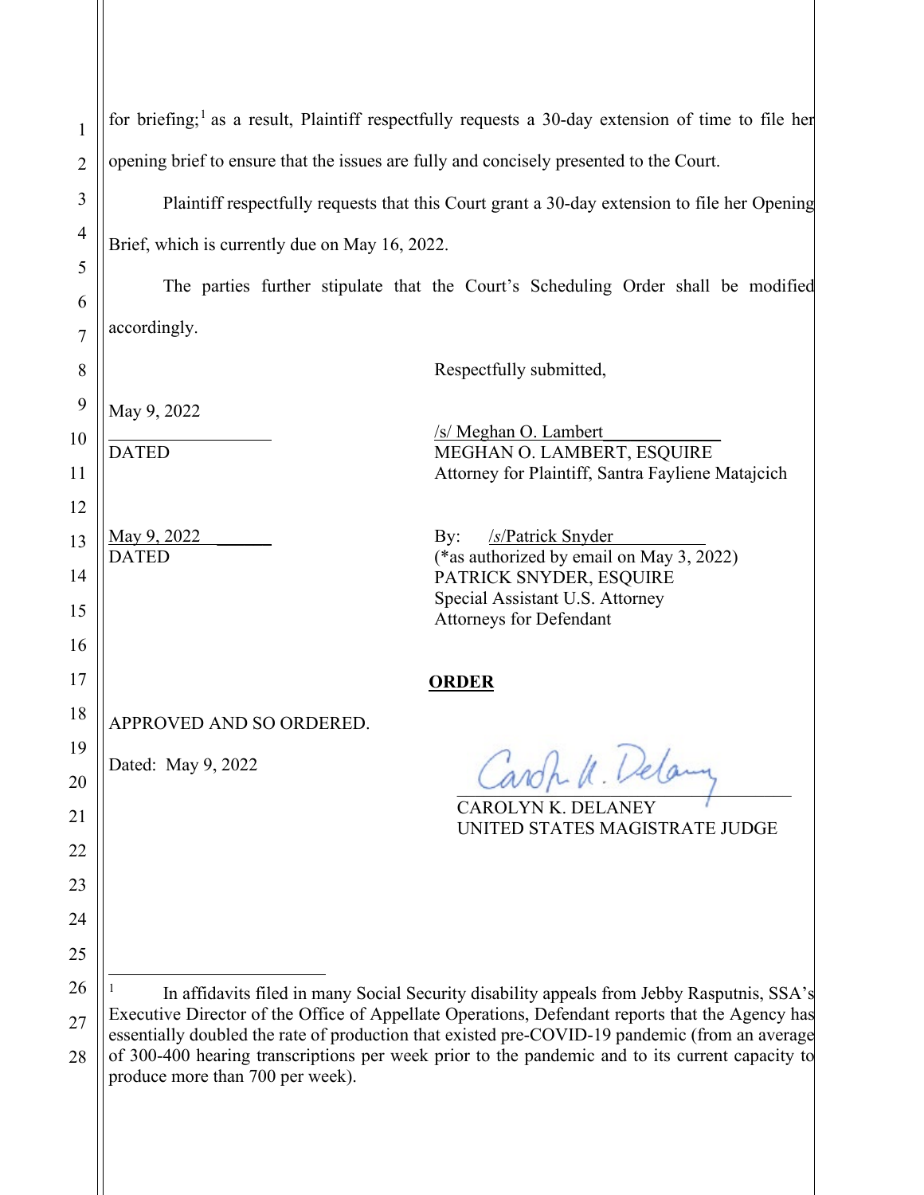for briefing;[1] as a result, Plaintiff respectfully requests a 30-day extension of time to file her opening brief to ensure that the issues are fully and concisely presented to the Court.

Plaintiff respectfully requests that this Court grant a 30-day extension to file her Opening Brief, which is currently due on May 16, 2022.

The parties further stipulate that the Court's Scheduling Order shall be modified accordingly.

Respectfully submitted,

May 9, 2022
DATED

/s/ Meghan O. Lambert
MEGHAN O. LAMBERT, ESQUIRE
Attorney for Plaintiff, Santra Fayliene Matajcich

May 9, 2022
DATED

By: /s/Patrick Snyder
(*as authorized by email on May 3, 2022)
PATRICK SNYDER, ESQUIRE
Special Assistant U.S. Attorney
Attorneys for Defendant

**ORDER**

APPROVED AND SO ORDERED.

Dated: May 9, 2022

CAROLYN K. DELANEY
UNITED STATES MAGISTRATE JUDGE

---

[1] In affidavits filed in many Social Security disability appeals from Jebby Rasputnis, SSA's Executive Director of the Office of Appellate Operations, Defendant reports that the Agency has essentially doubled the rate of production that existed pre-COVID-19 pandemic (from an average of 300-400 hearing transcriptions per week prior to the pandemic and to its current capacity to produce more than 700 per week).